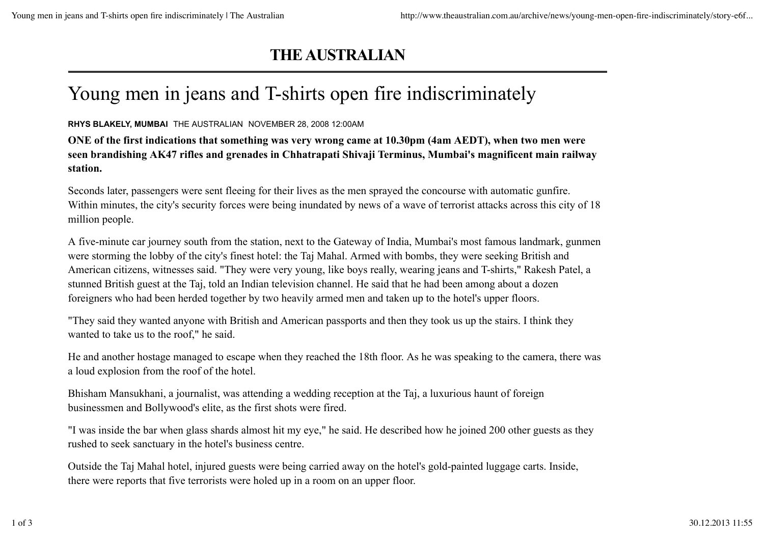# THE AUSTRALIAN

## Young men in jeans and T-shirts open fire indiscriminately

**RHYS BLAKELY, MUMBAI** THE AUSTRALIAN NOVEMBER 28, 2008 12:00AM

**ONE of the first indications that something was very wrong came at 10.30pm (4am AEDT), when two men were seen brandishing AK47 rifles and grenades in Chhatrapati Shivaji Terminus, Mumbai's magnificent main railway station.**

Seconds later, passengers were sent fleeing for their lives as the men sprayed the concourse with automatic gunfire. Within minutes, the city's security forces were being inundated by news of a wave of terrorist attacks across this city of 18 million people.

A five-minute car journey south from the station, next to the Gateway of India, Mumbai's most famous landmark, gunmen were storming the lobby of the city's finest hotel: the Taj Mahal. Armed with bombs, they were seeking British and American citizens, witnesses said. "They were very young, like boys really, wearing jeans and T-shirts," Rakesh Patel, a stunned British guest at the Taj, told an Indian television channel. He said that he had been among about a dozen foreigners who had been herded together by two heavily armed men and taken up to the hotel's upper floors.

"They said they wanted anyone with British and American passports and then they took us up the stairs. I think they wanted to take us to the roof," he said.

He and another hostage managed to escape when they reached the 18th floor. As he was speaking to the camera, there was a loud explosion from the roof of the hotel.

Bhisham Mansukhani, a journalist, was attending a wedding reception at the Taj, a luxurious haunt of foreign businessmen and Bollywood's elite, as the first shots were fired.

"I was inside the bar when glass shards almost hit my eye," he said. He described how he joined 200 other guests as they rushed to seek sanctuary in the hotel's business centre.

Outside the Taj Mahal hotel, injured guests were being carried away on the hotel's gold-painted luggage carts. Inside, there were reports that five terrorists were holed up in a room on an upper floor.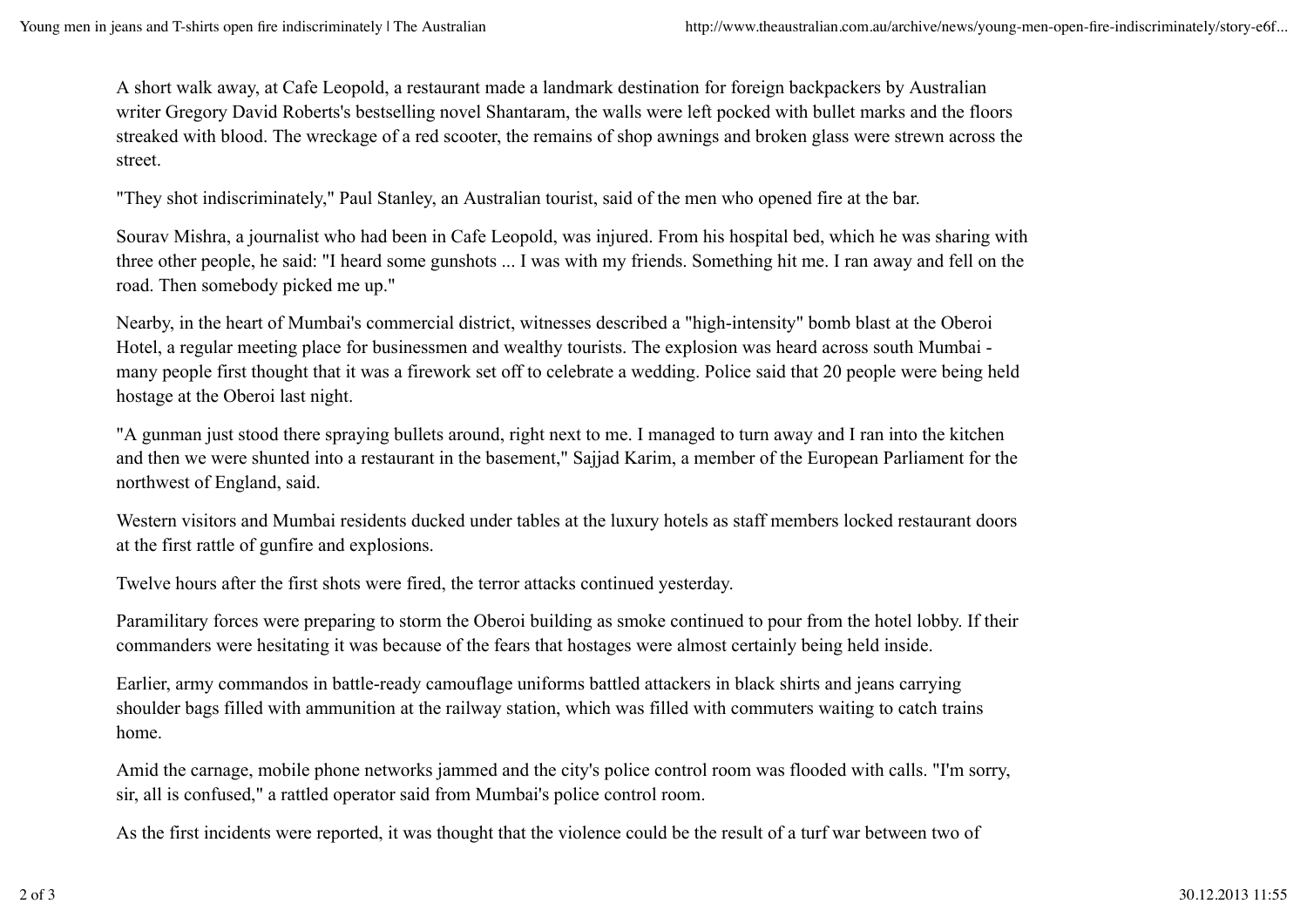A short walk away, at Cafe Leopold, a restaurant made a landmark destination for foreign backpackers by Australian writer Gregory David Roberts's bestselling novel Shantaram, the walls were left pocked with bullet marks and the floors streaked with blood. The wreckage of a red scooter, the remains of shop awnings and broken glass were strewn across the street.

"They shot indiscriminately," Paul Stanley, an Australian tourist, said of the men who opened fire at the bar.

Sourav Mishra, a journalist who had been in Cafe Leopold, was injured. From his hospital bed, which he was sharing with three other people, he said: "I heard some gunshots ... I was with my friends. Something hit me. I ran away and fell on the road. Then somebody picked me up."

Nearby, in the heart of Mumbai's commercial district, witnesses described a "high-intensity" bomb blast at the Oberoi Hotel, a regular meeting place for businessmen and wealthy tourists. The explosion was heard across south Mumbai - many people first thought that it was a firework set off to celebrate a wedding. Police said that 20 people were being held hostage at the Oberoi last night.

"A gunman just stood there spraying bullets around, right next to me. I managed to turn away and I ran into the kitchen and then we were shunted into a restaurant in the basement," Sajjad Karim, a member of the European Parliament for the northwest of England, said.

Western visitors and Mumbai residents ducked under tables at the luxury hotels as staff members locked restaurant doors at the first rattle of gunfire and explosions.

Twelve hours after the first shots were fired, the terror attacks continued yesterday.

Paramilitary forces were preparing to storm the Oberoi building as smoke continued to pour from the hotel lobby. If their commanders were hesitating it was because of the fears that hostages were almost certainly being held inside.

Earlier, army commandos in battle-ready camouflage uniforms battled attackers in black shirts and jeans carrying shoulder bags filled with ammunition at the railway station, which was filled with commuters waiting to catch trains home.

Amid the carnage, mobile phone networks jammed and the city's police control room was flooded with calls. "I'm sorry, sir, all is confused," a rattled operator said from Mumbai's police control room.

As the first incidents were reported, it was thought that the violence could be the result of a turf war between two of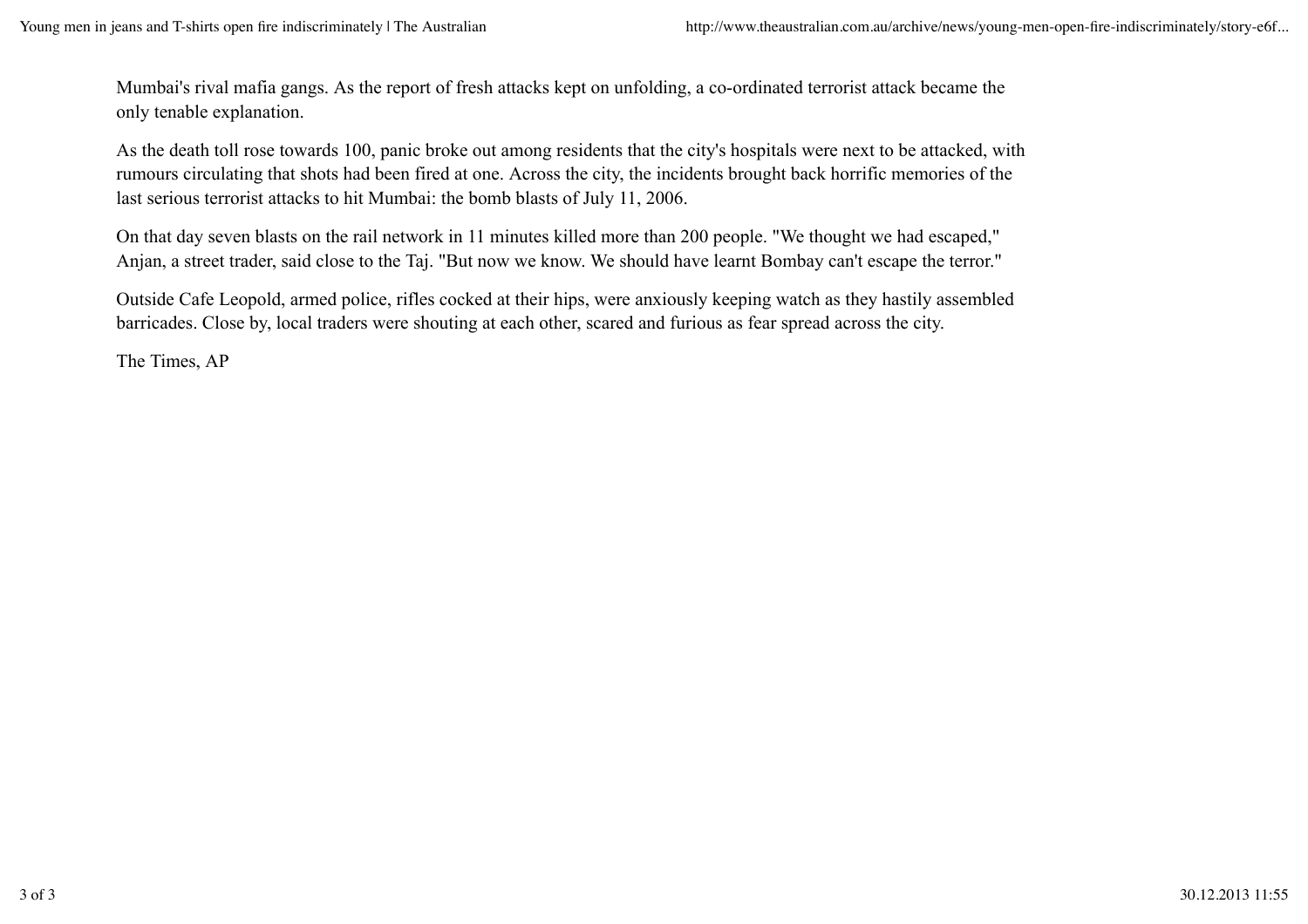Mumbai's rival mafia gangs. As the report of fresh attacks kept on unfolding, a co-ordinated terrorist attack became the only tenable explanation.

As the death toll rose towards 100, panic broke out among residents that the city's hospitals were next to be attacked, with rumours circulating that shots had been fired at one. Across the city, the incidents brought back horrific memories of the last serious terrorist attacks to hit Mumbai: the bomb blasts of July 11, 2006.

On that day seven blasts on the rail network in 11 minutes killed more than 200 people. "We thought we had escaped," Anjan, a street trader, said close to the Taj. "But now we know. We should have learnt Bombay can't escape the terror."

Outside Cafe Leopold, armed police, rifles cocked at their hips, were anxiously keeping watch as they hastily assembled barricades. Close by, local traders were shouting at each other, scared and furious as fear spread across the city.

The Times, AP